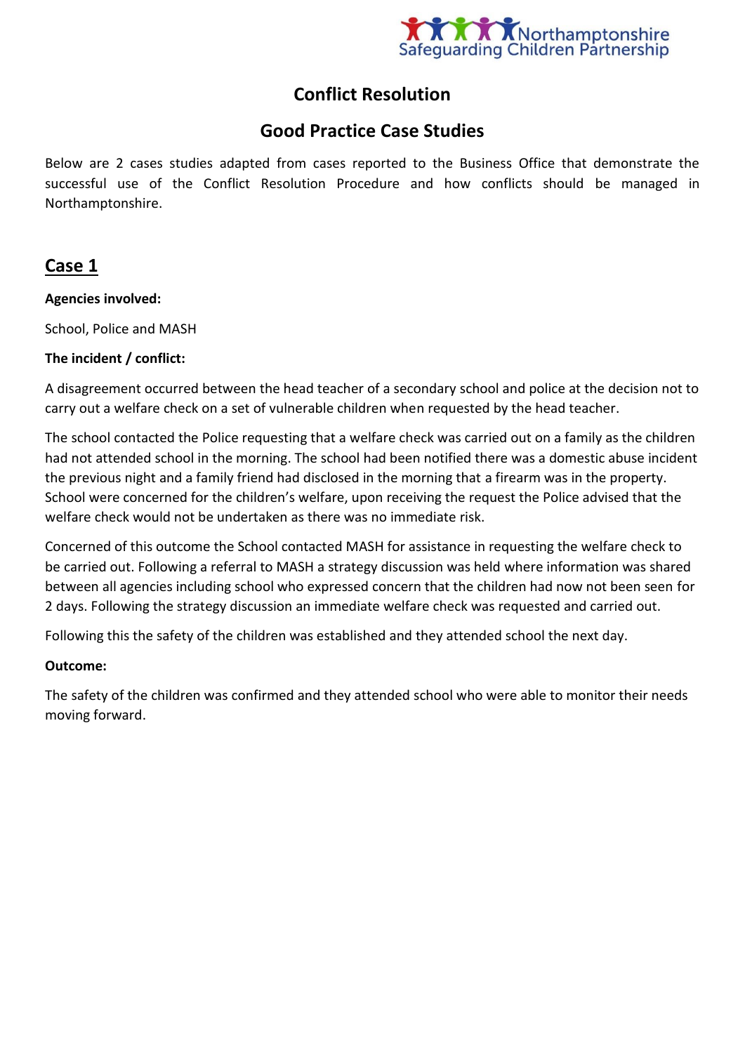# Conflict Resolution

## Good Practice Case Studies

Below are 2 cases studies adapted from cases reported to the Business Office that demonstrate the successful use of the Conflict Resolution Procedure and how conflicts should be managed in Northamptonshire.

## Case 1

**Agencies involved:**

School, Police and MASH

**The incident / conflict:**

A disagreement occurred between the head teacher of a secondary school and police at the decision not to carry out a welfare check on a set of vulnerable children when requested by the head teacher.

The school contacted the Police requesting that a welfare check was carried out on a family as the children had not attended school in the morning. The school had been notified there was a domestic abuse incident the previous night and a family friend had disclosed in the morning that a firearm was in the property. School were concerned for the children's welfare, upon receiving the request the Police advised that the welfare check would not be undertaken as there was no immediate risk.

Concerned of this outcome the School contacted MASH for assistance in requesting the welfare check to be carried out. Following a referral to MASH a strategy discussion was held where information was shared between all agencies including school who expressed concern that the children had now not been seen for 2 days. Following the strategy discussion an immediate welfare check was requested and carried out.

Following this the safety of the children was established and they attended school the next day.

**Outcome:**

The safety of the children was confirmed and they attended school who were able to monitor their needs moving forward.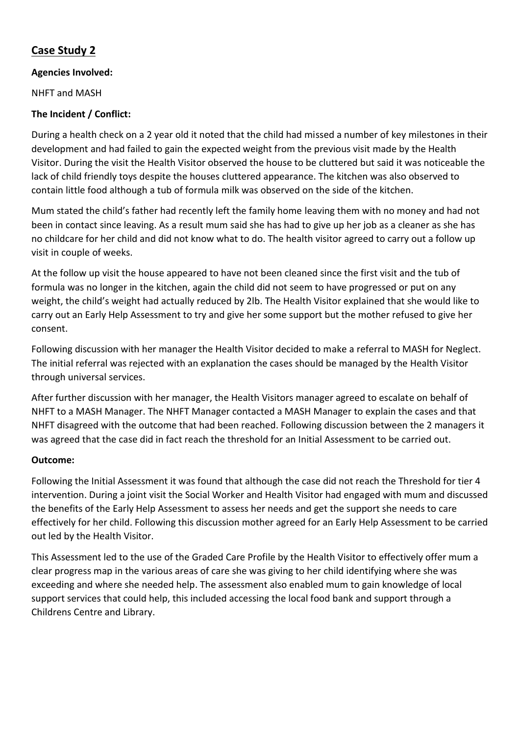## Case Study 2

**Agencies Involved:**

NHFT and MASH

**The Incident / Conflict:**

During a health check on a 2 year old it noted that the child had missed a number of key milestones in their development and had failed to gain the expected weight from the previous visit made by the Health Visitor. During the visit the Health Visitor observed the house to be cluttered but said it was noticeable the lack of child friendly toys despite the houses cluttered appearance. The kitchen was also observed to contain little food although a tub of formula milk was observed on the side of the kitchen.

Mum stated the child's father had recently left the family home leaving them with no money and had not been in contact since leaving. As a result mum said she has had to give up her job as a cleaner as she has no childcare for her child and did not know what to do. The health visitor agreed to carry out a follow up visit in couple of weeks.

At the follow up visit the house appeared to have not been cleaned since the first visit and the tub of formula was no longer in the kitchen, again the child did not seem to have progressed or put on any weight, the child's weight had actually reduced by 2lb. The Health Visitor explained that she would like to carry out an Early Help Assessment to try and give her some support but the mother refused to give her consent.

Following discussion with her manager the Health Visitor decided to make a referral to MASH for Neglect. The initial referral was rejected with an explanation the cases should be managed by the Health Visitor through universal services.

After further discussion with her manager, the Health Visitors manager agreed to escalate on behalf of NHFT to a MASH Manager. The NHFT Manager contacted a MASH Manager to explain the cases and that NHFT disagreed with the outcome that had been reached. Following discussion between the 2 managers it was agreed that the case did in fact reach the threshold for an Initial Assessment to be carried out.

**Outcome:**

Following the Initial Assessment it was found that although the case did not reach the Threshold for tier 4 intervention. During a joint visit the Social Worker and Health Visitor had engaged with mum and discussed the benefits of the Early Help Assessment to assess her needs and get the support she needs to care effectively for her child. Following this discussion mother agreed for an Early Help Assessment to be carried out led by the Health Visitor.

This Assessment led to the use of the Graded Care Profile by the Health Visitor to effectively offer mum a clear progress map in the various areas of care she was giving to her child identifying where she was exceeding and where she needed help. The assessment also enabled mum to gain knowledge of local support services that could help, this included accessing the local food bank and support through a Childrens Centre and Library.